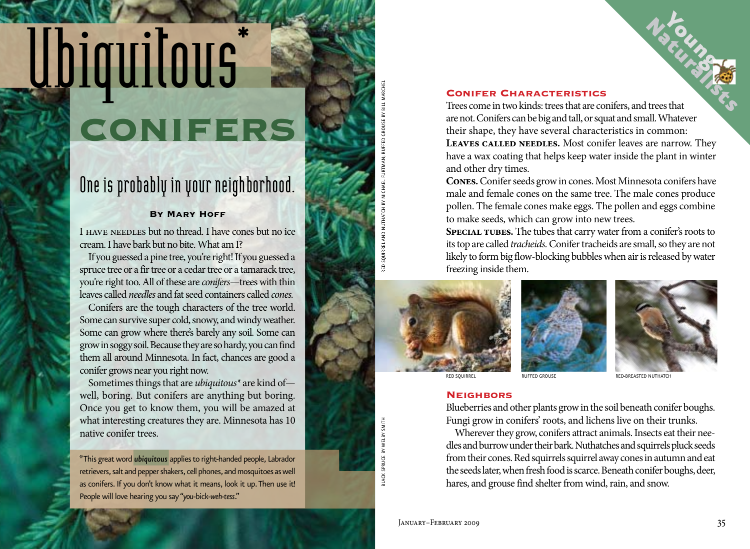# Ubiquitous* Conifers

## One is probably in your neighborhood.

**By Mary Hoff**

I have needles but no thread. I have cones but no ice cream. I have bark but no bite. What am I?

If you guessed a pine tree, you're right! If you guessed a spruce tree or a fir tree or a cedar tree or a tamarack tree, you're right too. All of these are *conifers*—trees with thin leaves called *needles* and fat seed containers called *cones.*

Conifers are the tough characters of the tree world. Some can survive super cold, snowy, and windy weather. Some can grow where there's barely any soil. Some can grow in soggy soil. Because they are so hardy, you can find them all around Minnesota. In fact, chances are good a conifer grows near you right now.

Sometimes things that are *ubiquitous** are kind of—well, boring. But conifers are anything but boring. Once you get to know them, you will be amazed at what interesting creatures they are. Minnesota has 10 native conifer trees.

*This great word ***ubiquitous*** applies to right-handed people, Labrador retrievers, salt and pepper shakers, cell phones, and mosquitoes as well as conifers. If you don't know what it means, look it up. Then use it! People will love hearing you say "*you-bick-weh-tess*."

### Conifer Characteristics

Trees come in two kinds: trees that are conifers, and trees that are not. Conifers can be big and tall, or squat and small. Whatever their shape, they have several characteristics in common:

**Leaves called needles.** Most conifer leaves are narrow. They have a wax coating that helps keep water inside the plant in winter and other dry times.

**Cones.** Conifer seeds grow in cones. Most Minnesota conifers have male and female cones on the same tree. The male cones produce pollen. The female cones make eggs. The pollen and eggs combine to make seeds, which can grow into new trees.

**Special tubes.** The tubes that carry water from a conifer's roots to its top are called *tracheids.* Conifer tracheids are small, so they are not likely to form big flow-blocking bubbles when air is released by water freezing inside them.

RED SQUIRREL — RUFFED GROUSE — RED-BREASTED NUTHATCH

RED SQUIRREL AND NUTHATCH BY MICHAEL FURTMAN; RUFFED GROUSE BY BILL MARCHEL

BLACK SPRUCE BY WELBY SMITH

### Neighbors

Blueberries and other plants grow in the soil beneath conifer boughs. Fungi grow in conifers' roots, and lichens live on their trunks.

Wherever they grow, conifers attract animals. Insects eat their needles and burrow under their bark. Nuthatches and squirrels pluck seeds from their cones. Red squirrels squirrel away cones in autumn and eat the seeds later, when fresh food is scarce. Beneath conifer boughs, deer, hares, and grouse find shelter from wind, rain, and snow.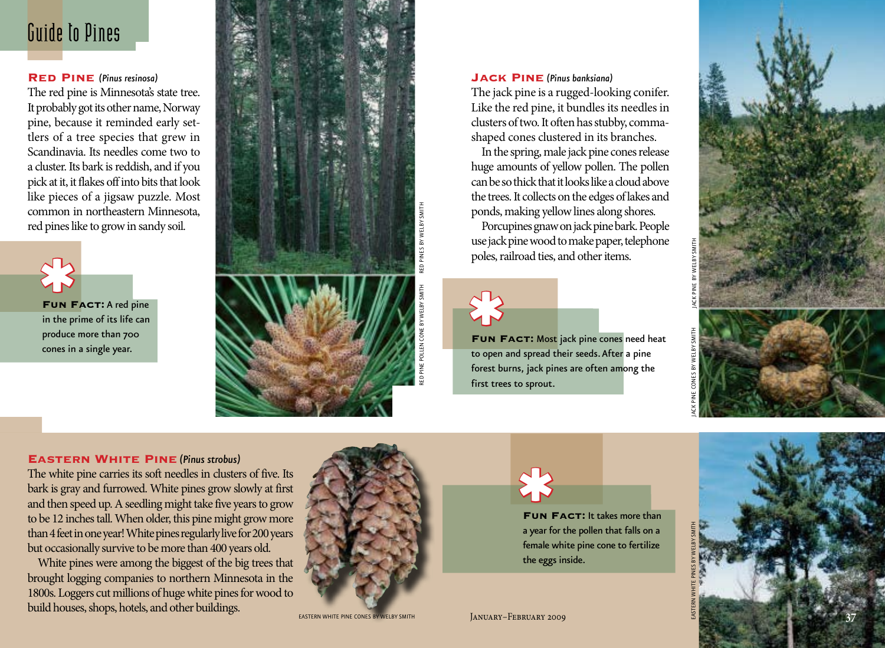# Guide to Pines

## RED PINE *(Pinus resinosa)*

The red pine is Minnesota's state tree. It probably got its other name, Norway pine, because it reminded early settlers of a tree species that grew in Scandinavia. Its needles come two to a cluster. Its bark is reddish, and if you pick at it, it flakes off into bits that look like pieces of a jigsaw puzzle. Most common in northeastern Minnesota, red pines like to grow in sandy soil.

**FUN FACT:** A red pine in the prime of its life can produce more than 700 cones in a single year.

RED PINES BY WELBY SMITH

RED PINE POLLEN CONE BY WELBY SMITH

## JACK PINE *(Pinus banksiana)*

The jack pine is a rugged-looking conifer. Like the red pine, it bundles its needles in clusters of two. It often has stubby, comma-shaped cones clustered in its branches.

In the spring, male jack pine cones release huge amounts of yellow pollen. The pollen can be so thick that it looks like a cloud above the trees. It collects on the edges of lakes and ponds, making yellow lines along shores.

Porcupines gnaw on jack pine bark. People use jack pine wood to make paper, telephone poles, railroad ties, and other items.

**FUN FACT:** Most jack pine cones need heat to open and spread their seeds. After a pine forest burns, jack pines are often among the first trees to sprout.

JACK PINE BY WELBY SMITH

JACK PINE CONES BY WELBY SMITH

## EASTERN WHITE PINE *(Pinus strobus)*

The white pine carries its soft needles in clusters of five. Its bark is gray and furrowed. White pines grow slowly at first and then speed up. A seedling might take five years to grow to be 12 inches tall. When older, this pine might grow more than 4 feet in one year! White pines regularly live for 200 years but occasionally survive to be more than 400 years old.

White pines were among the biggest of the big trees that brought logging companies to northern Minnesota in the 1800s. Loggers cut millions of huge white pines for wood to build houses, shops, hotels, and other buildings.

EASTERN WHITE PINE CONES BY WELBY SMITH

**FUN FACT:** It takes more than a year for the pollen that falls on a female white pine cone to fertilize the eggs inside.

EASTERN WHITE PINES BY WELBY SMITH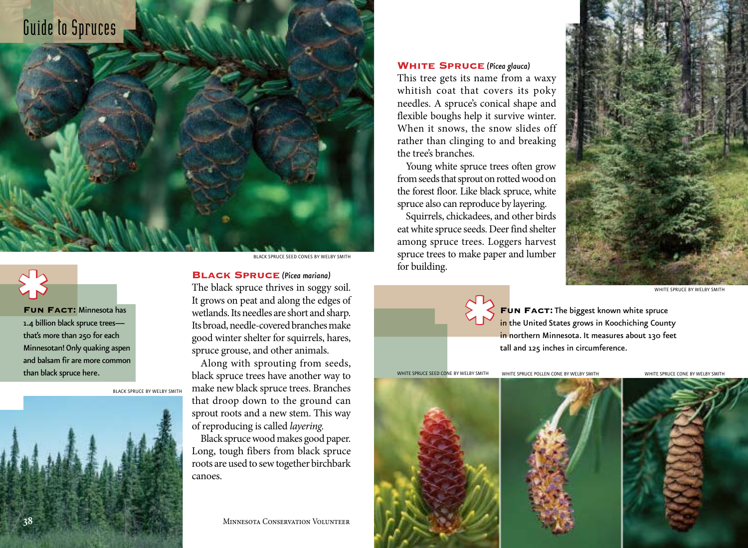# Guide to Spruces

BLACK SPRUCE SEED CONES BY WELBY SMITH

**Fun Fact:** Minnesota has 1.4 billion black spruce trees—that's more than 250 for each Minnesotan! Only quaking aspen and balsam fir are more common than black spruce here.

BLACK SPRUCE BY WELBY SMITH

## Black Spruce (*Picea mariana*)

The black spruce thrives in soggy soil. It grows on peat and along the edges of wetlands. Its needles are short and sharp. Its broad, needle-covered branches make good winter shelter for squirrels, hares, spruce grouse, and other animals.

Along with sprouting from seeds, black spruce trees have another way to make new black spruce trees. Branches that droop down to the ground can sprout roots and a new stem. This way of reproducing is called *layering.*

Black spruce wood makes good paper. Long, tough fibers from black spruce roots are used to sew together birchbark canoes.

## White Spruce (*Picea glauca*)

This tree gets its name from a waxy whitish coat that covers its poky needles. A spruce's conical shape and flexible boughs help it survive winter. When it snows, the snow slides off rather than clinging to and breaking the tree's branches.

Young white spruce trees often grow from seeds that sprout on rotted wood on the forest floor. Like black spruce, white spruce also can reproduce by layering.

Squirrels, chickadees, and other birds eat white spruce seeds. Deer find shelter among spruce trees. Loggers harvest spruce trees to make paper and lumber for building.

WHITE SPRUCE BY WELBY SMITH

**Fun Fact:** The biggest known white spruce in the United States grows in Koochiching County in northern Minnesota. It measures about 130 feet tall and 125 inches in circumference.

WHITE SPRUCE SEED CONE BY WELBY SMITH

WHITE SPRUCE POLLEN CONE BY WELBY SMITH

WHITE SPRUCE CONE BY WELBY SMITH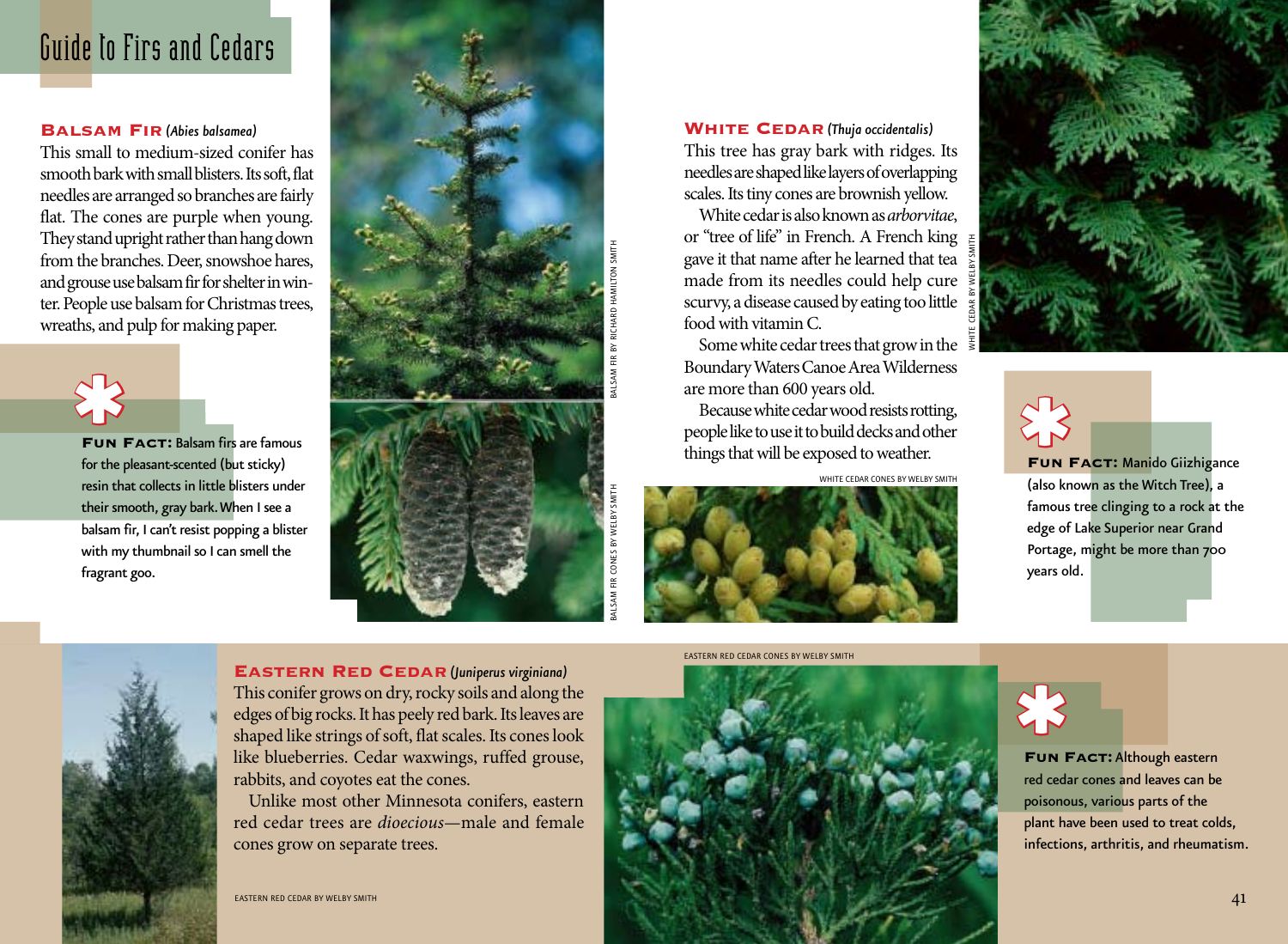# Guide to Firs and Cedars

### Balsam Fir (*Abies balsamea*)

This small to medium-sized conifer has smooth bark with small blisters. Its soft, flat needles are arranged so branches are fairly flat. The cones are purple when young. They stand upright rather than hang down from the branches. Deer, snowshoe hares, and grouse use balsam fir for shelter in winter. People use balsam for Christmas trees, wreaths, and pulp for making paper.

**Fun Fact:** Balsam firs are famous for the pleasant-scented (but sticky) resin that collects in little blisters under their smooth, gray bark. When I see a balsam fir, I can't resist popping a blister with my thumbnail so I can smell the fragrant goo.

BALSAM FIR BY RICHARD HAMILTON SMITH

BALSAM FIR CONES BY WELBY SMITH

### White Cedar (*Thuja occidentalis*)

This tree has gray bark with ridges. Its needles are shaped like layers of overlapping scales. Its tiny cones are brownish yellow.

White cedar is also known as *arborvitae*, or "tree of life" in French. A French king gave it that name after he learned that tea made from its needles could help cure scurvy, a disease caused by eating too little food with vitamin C.

Some white cedar trees that grow in the Boundary Waters Canoe Area Wilderness are more than 600 years old.

Because white cedar wood resists rotting, people like to use it to build decks and other things that will be exposed to weather.

WHITE CEDAR BY WELBY SMITH

WHITE CEDAR CONES BY WELBY SMITH

**Fun Fact:** Manido Giizhigance (also known as the Witch Tree), a famous tree clinging to a rock at the edge of Lake Superior near Grand Portage, might be more than 700 years old.

### Eastern Red Cedar (*Juniperus virginiana*)

This conifer grows on dry, rocky soils and along the edges of big rocks. It has peely red bark. Its leaves are shaped like strings of soft, flat scales. Its cones look like blueberries. Cedar waxwings, ruffed grouse, rabbits, and coyotes eat the cones.

Unlike most other Minnesota conifers, eastern red cedar trees are *dioecious*—male and female cones grow on separate trees.

EASTERN RED CEDAR BY WELBY SMITH

EASTERN RED CEDAR CONES BY WELBY SMITH

**Fun Fact:** Although eastern red cedar cones and leaves can be poisonous, various parts of the plant have been used to treat colds, infections, arthritis, and rheumatism.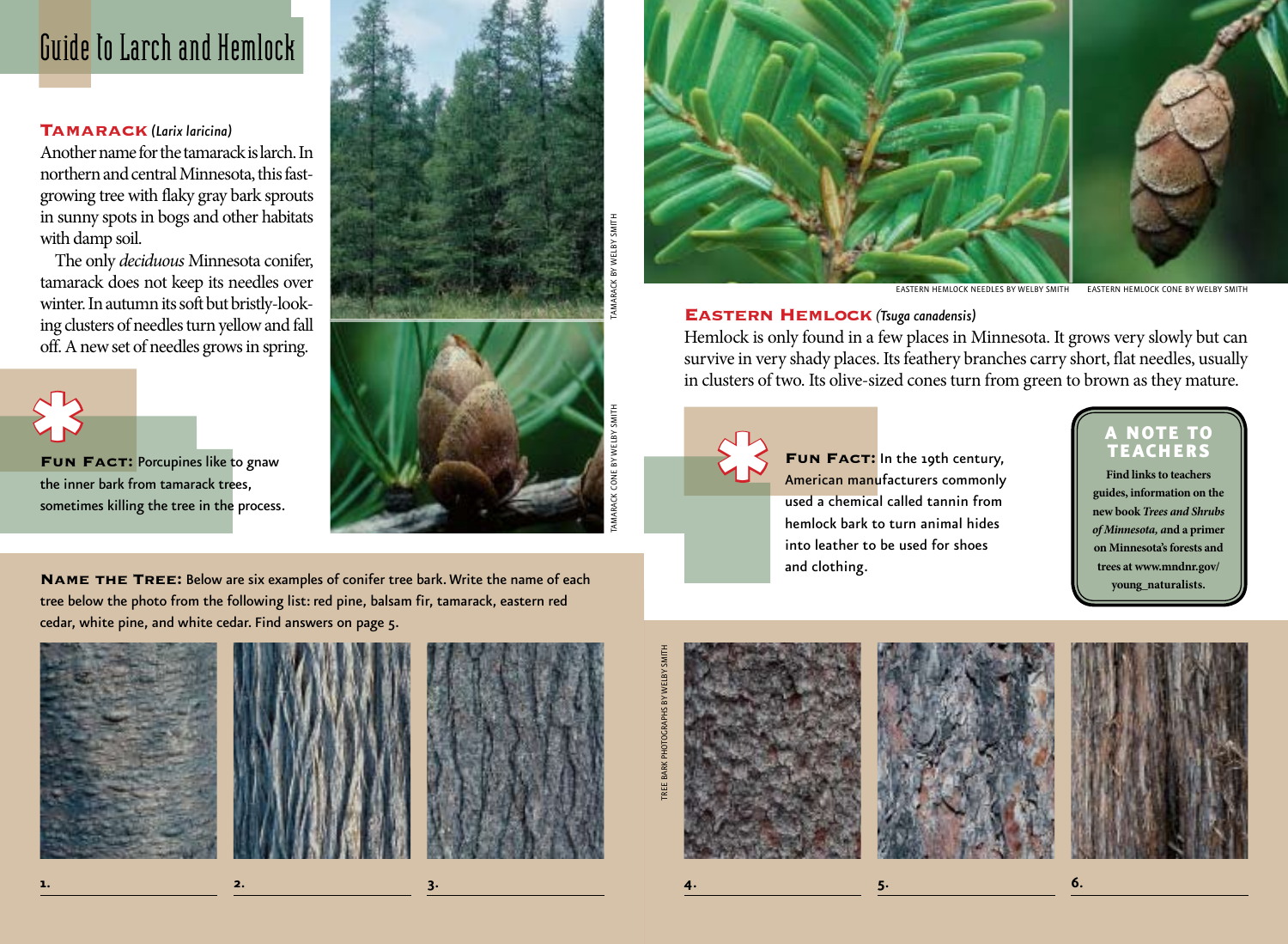# Guide to Larch and Hemlock

**TAMARACK** *(Larix laricina)*

Another name for the tamarack is larch. In northern and central Minnesota, this fast-growing tree with flaky gray bark sprouts in sunny spots in bogs and other habitats with damp soil.

The only *deciduous* Minnesota conifer, tamarack does not keep its needles over winter. In autumn its soft but bristly-looking clusters of needles turn yellow and fall off. A new set of needles grows in spring.

**FUN FACT:** Porcupines like to gnaw the inner bark from tamarack trees, sometimes killing the tree in the process.

TAMARACK BY WELBY SMITH

TAMARACK CONE BY WELBY SMITH

EASTERN HEMLOCK NEEDLES BY WELBY SMITH

EASTERN HEMLOCK CONE BY WELBY SMITH

**EASTERN HEMLOCK** *(Tsuga canadensis)*

Hemlock is only found in a few places in Minnesota. It grows very slowly but can survive in very shady places. Its feathery branches carry short, flat needles, usually in clusters of two. Its olive-sized cones turn from green to brown as they mature.

**FUN FACT:** In the 19th century, American manufacturers commonly used a chemical called tannin from hemlock bark to turn animal hides into leather to be used for shoes and clothing.

**A NOTE TO TEACHERS**

Find links to teachers guides, information on the new book *Trees and Shrubs of Minnesota,* and a primer on Minnesota's forests and trees at www.mndnr.gov/young_naturalists.

**NAME THE TREE:** Below are six examples of conifer tree bark. Write the name of each tree below the photo from the following list: red pine, balsam fir, tamarack, eastern red cedar, white pine, and white cedar. Find answers on page 5.

TREE BARK PHOTOGRAPHS BY WELBY SMITH

1. ________

2. ________

3. ________

4. ________

5. ________

6. ________